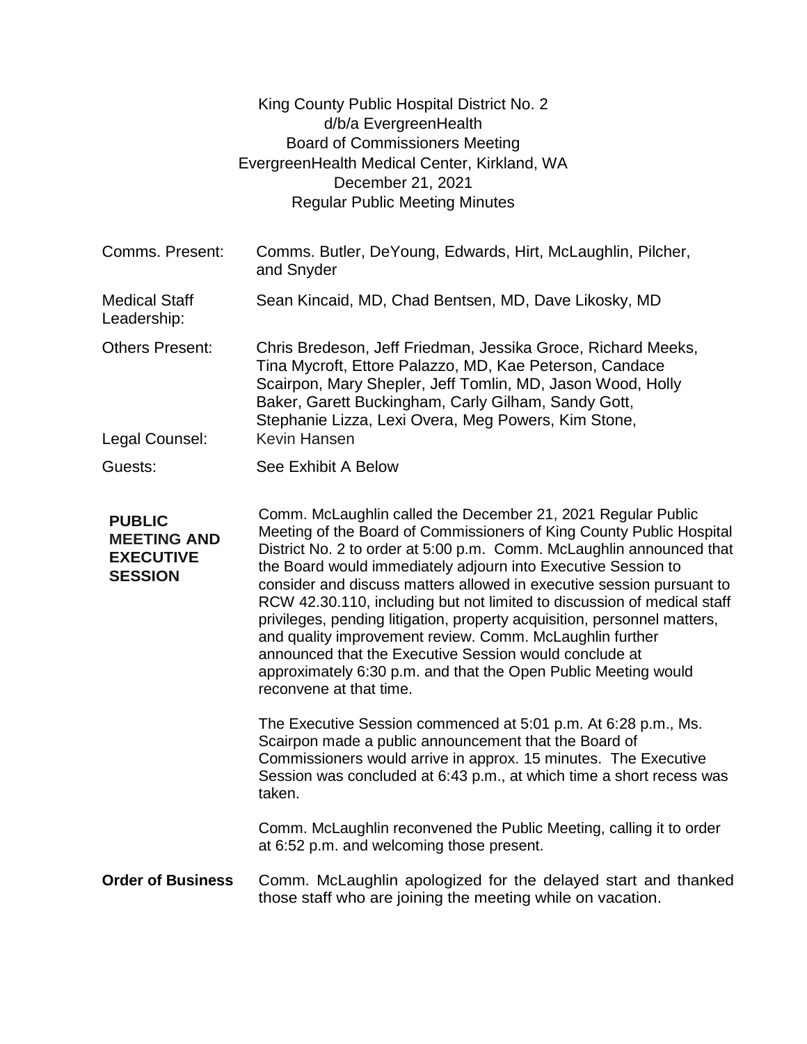King County Public Hospital District No. 2
d/b/a EvergreenHealth
Board of Commissioners Meeting
EvergreenHealth Medical Center, Kirkland, WA
December 21, 2021
Regular Public Meeting Minutes

| | |
|---|---|
| Comms. Present: | Comms. Butler, DeYoung, Edwards, Hirt, McLaughlin, Pilcher, and Snyder |
| Medical Staff Leadership: | Sean Kincaid, MD, Chad Bentsen, MD, Dave Likosky, MD |
| Others Present: | Chris Bredeson, Jeff Friedman, Jessika Groce, Richard Meeks, Tina Mycroft, Ettore Palazzo, MD, Kae Peterson, Candace Scairpon, Mary Shepler, Jeff Tomlin, MD, Jason Wood, Holly Baker, Garett Buckingham, Carly Gilham, Sandy Gott, Stephanie Lizza, Lexi Overa, Meg Powers, Kim Stone, |
| Legal Counsel: | Kevin Hansen |
| Guests: | See Exhibit A Below |

**PUBLIC MEETING AND EXECUTIVE SESSION**

Comm. McLaughlin called the December 21, 2021 Regular Public Meeting of the Board of Commissioners of King County Public Hospital District No. 2 to order at 5:00 p.m. Comm. McLaughlin announced that the Board would immediately adjourn into Executive Session to consider and discuss matters allowed in executive session pursuant to RCW 42.30.110, including but not limited to discussion of medical staff privileges, pending litigation, property acquisition, personnel matters, and quality improvement review. Comm. McLaughlin further announced that the Executive Session would conclude at approximately 6:30 p.m. and that the Open Public Meeting would reconvene at that time.

The Executive Session commenced at 5:01 p.m. At 6:28 p.m., Ms. Scairpon made a public announcement that the Board of Commissioners would arrive in approx. 15 minutes. The Executive Session was concluded at 6:43 p.m., at which time a short recess was taken.

Comm. McLaughlin reconvened the Public Meeting, calling it to order at 6:52 p.m. and welcoming those present.

**Order of Business**

Comm. McLaughlin apologized for the delayed start and thanked those staff who are joining the meeting while on vacation.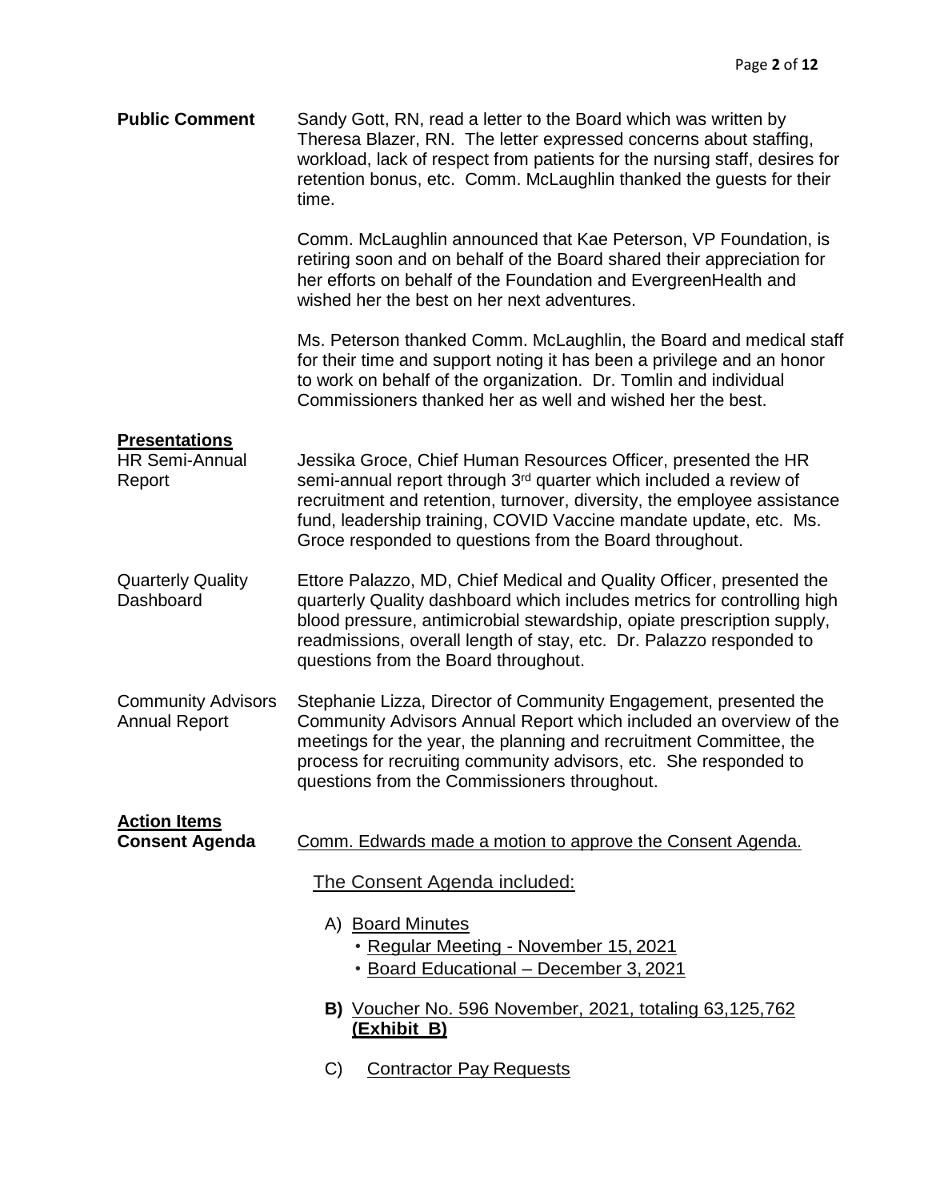**Public Comment**

Sandy Gott, RN, read a letter to the Board which was written by Theresa Blazer, RN. The letter expressed concerns about staffing, workload, lack of respect from patients for the nursing staff, desires for retention bonus, etc. Comm. McLaughlin thanked the guests for their time.

Comm. McLaughlin announced that Kae Peterson, VP Foundation, is retiring soon and on behalf of the Board shared their appreciation for her efforts on behalf of the Foundation and EvergreenHealth and wished her the best on her next adventures.

Ms. Peterson thanked Comm. McLaughlin, the Board and medical staff for their time and support noting it has been a privilege and an honor to work on behalf of the organization. Dr. Tomlin and individual Commissioners thanked her as well and wished her the best.

## Presentations

**HR Semi-Annual Report**

Jessika Groce, Chief Human Resources Officer, presented the HR semi-annual report through 3rd quarter which included a review of recruitment and retention, turnover, diversity, the employee assistance fund, leadership training, COVID Vaccine mandate update, etc. Ms. Groce responded to questions from the Board throughout.

**Quarterly Quality Dashboard**

Ettore Palazzo, MD, Chief Medical and Quality Officer, presented the quarterly Quality dashboard which includes metrics for controlling high blood pressure, antimicrobial stewardship, opiate prescription supply, readmissions, overall length of stay, etc. Dr. Palazzo responded to questions from the Board throughout.

**Community Advisors Annual Report**

Stephanie Lizza, Director of Community Engagement, presented the Community Advisors Annual Report which included an overview of the meetings for the year, the planning and recruitment Committee, the process for recruiting community advisors, etc. She responded to questions from the Commissioners throughout.

## Action Items

**Consent Agenda**

Comm. Edwards made a motion to approve the Consent Agenda.

The Consent Agenda included:

A) Board Minutes
- Regular Meeting - November 15, 2021
- Board Educational – December 3, 2021

**B)** Voucher No. 596 November, 2021, totaling 63,125,762 **(Exhibit B)**

C) Contractor Pay Requests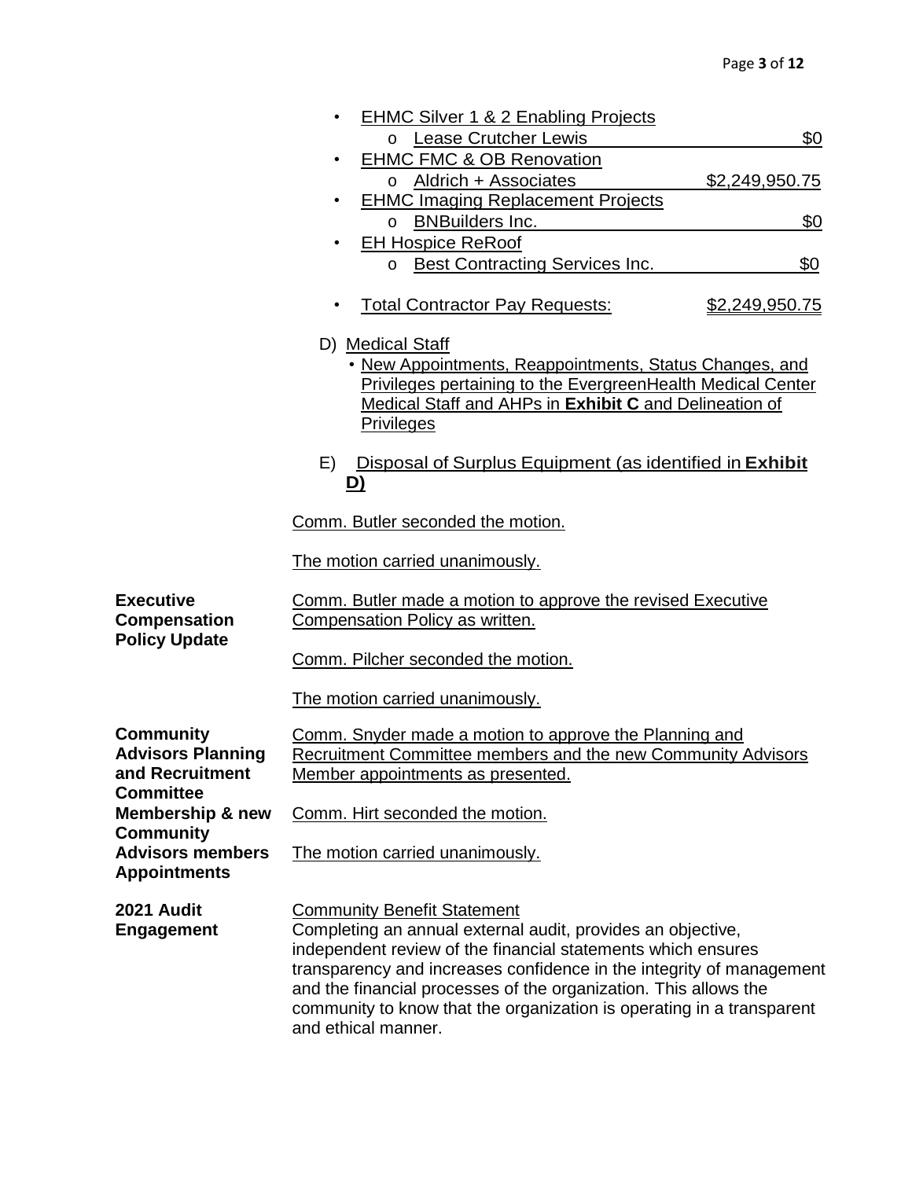- EHMC Silver 1 & 2 Enabling Projects
  - Lease Crutcher Lewis $0
- EHMC FMC & OB Renovation
  - Aldrich + Associates $2,249,950.75
- EHMC Imaging Replacement Projects
  - BNBuilders Inc. $0
- EH Hospice ReRoof
  - Best Contracting Services Inc. $0

- Total Contractor Pay Requests: $2,249,950.75

D) Medical Staff
  - New Appointments, Reappointments, Status Changes, and Privileges pertaining to the EvergreenHealth Medical Center Medical Staff and AHPs in **Exhibit C** and Delineation of Privileges

E) Disposal of Surplus Equipment (as identified in **Exhibit D)**

Comm. Butler seconded the motion.

The motion carried unanimously.

**Executive Compensation Policy Update**

Comm. Butler made a motion to approve the revised Executive Compensation Policy as written.

Comm. Pilcher seconded the motion.

The motion carried unanimously.

**Community Advisors Planning and Recruitment Committee Membership & new Community Advisors members Appointments**

Comm. Snyder made a motion to approve the Planning and Recruitment Committee members and the new Community Advisors Member appointments as presented.

Comm. Hirt seconded the motion.

The motion carried unanimously.

**2021 Audit Engagement**

Community Benefit Statement
Completing an annual external audit, provides an objective, independent review of the financial statements which ensures transparency and increases confidence in the integrity of management and the financial processes of the organization. This allows the community to know that the organization is operating in a transparent and ethical manner.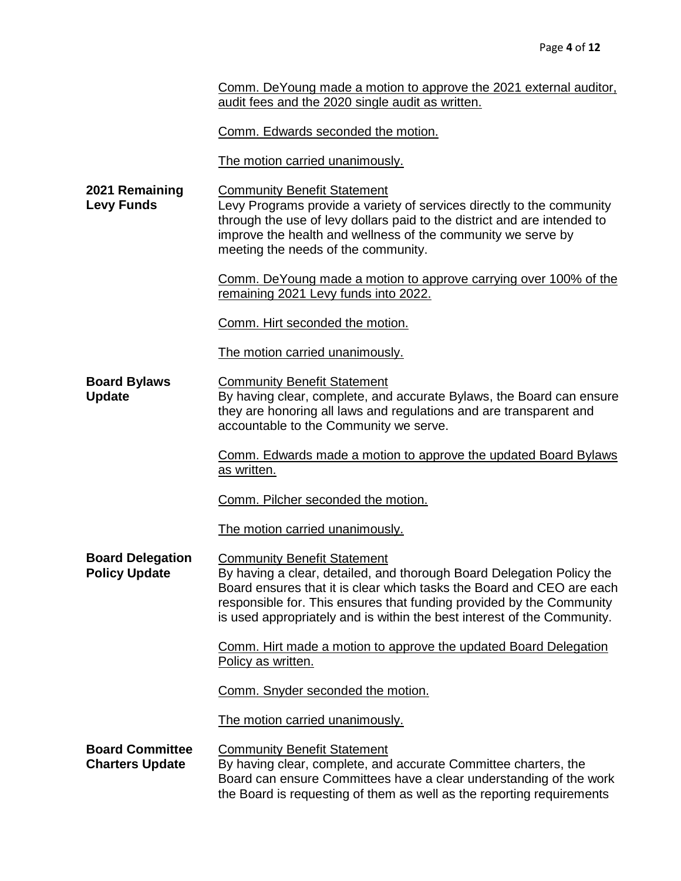Comm. DeYoung made a motion to approve the 2021 external auditor, audit fees and the 2020 single audit as written.

Comm. Edwards seconded the motion.

The motion carried unanimously.

**2021 Remaining Levy Funds**

Community Benefit Statement
Levy Programs provide a variety of services directly to the community through the use of levy dollars paid to the district and are intended to improve the health and wellness of the community we serve by meeting the needs of the community.

Comm. DeYoung made a motion to approve carrying over 100% of the remaining 2021 Levy funds into 2022.

Comm. Hirt seconded the motion.

The motion carried unanimously.

**Board Bylaws Update**

Community Benefit Statement
By having clear, complete, and accurate Bylaws, the Board can ensure they are honoring all laws and regulations and are transparent and accountable to the Community we serve.

Comm. Edwards made a motion to approve the updated Board Bylaws as written.

Comm. Pilcher seconded the motion.

The motion carried unanimously.

**Board Delegation Policy Update**

Community Benefit Statement
By having a clear, detailed, and thorough Board Delegation Policy the Board ensures that it is clear which tasks the Board and CEO are each responsible for. This ensures that funding provided by the Community is used appropriately and is within the best interest of the Community.

Comm. Hirt made a motion to approve the updated Board Delegation Policy as written.

Comm. Snyder seconded the motion.

The motion carried unanimously.

**Board Committee Charters Update**

Community Benefit Statement
By having clear, complete, and accurate Committee charters, the Board can ensure Committees have a clear understanding of the work the Board is requesting of them as well as the reporting requirements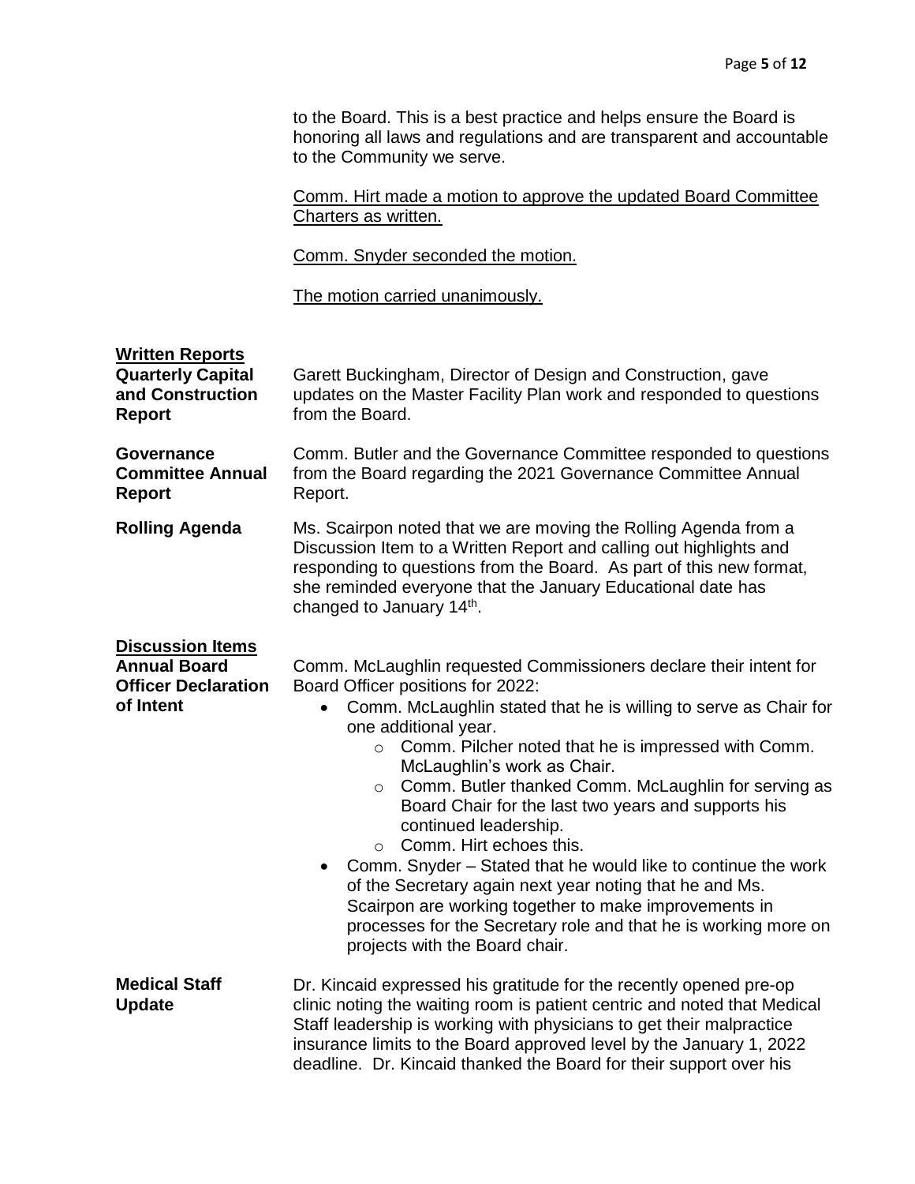to the Board. This is a best practice and helps ensure the Board is honoring all laws and regulations and are transparent and accountable to the Community we serve.

Comm. Hirt made a motion to approve the updated Board Committee Charters as written.

Comm. Snyder seconded the motion.

The motion carried unanimously.

## Written Reports

**Quarterly Capital and Construction Report**

Garett Buckingham, Director of Design and Construction, gave updates on the Master Facility Plan work and responded to questions from the Board.

**Governance Committee Annual Report**

Comm. Butler and the Governance Committee responded to questions from the Board regarding the 2021 Governance Committee Annual Report.

**Rolling Agenda**

Ms. Scairpon noted that we are moving the Rolling Agenda from a Discussion Item to a Written Report and calling out highlights and responding to questions from the Board. As part of this new format, she reminded everyone that the January Educational date has changed to January 14th.

## Discussion Items

**Annual Board Officer Declaration of Intent**

Comm. McLaughlin requested Commissioners declare their intent for Board Officer positions for 2022:

- Comm. McLaughlin stated that he is willing to serve as Chair for one additional year.
  - Comm. Pilcher noted that he is impressed with Comm. McLaughlin's work as Chair.
  - Comm. Butler thanked Comm. McLaughlin for serving as Board Chair for the last two years and supports his continued leadership.
  - Comm. Hirt echoes this.
- Comm. Snyder – Stated that he would like to continue the work of the Secretary again next year noting that he and Ms. Scairpon are working together to make improvements in processes for the Secretary role and that he is working more on projects with the Board chair.

**Medical Staff Update**

Dr. Kincaid expressed his gratitude for the recently opened pre-op clinic noting the waiting room is patient centric and noted that Medical Staff leadership is working with physicians to get their malpractice insurance limits to the Board approved level by the January 1, 2022 deadline. Dr. Kincaid thanked the Board for their support over his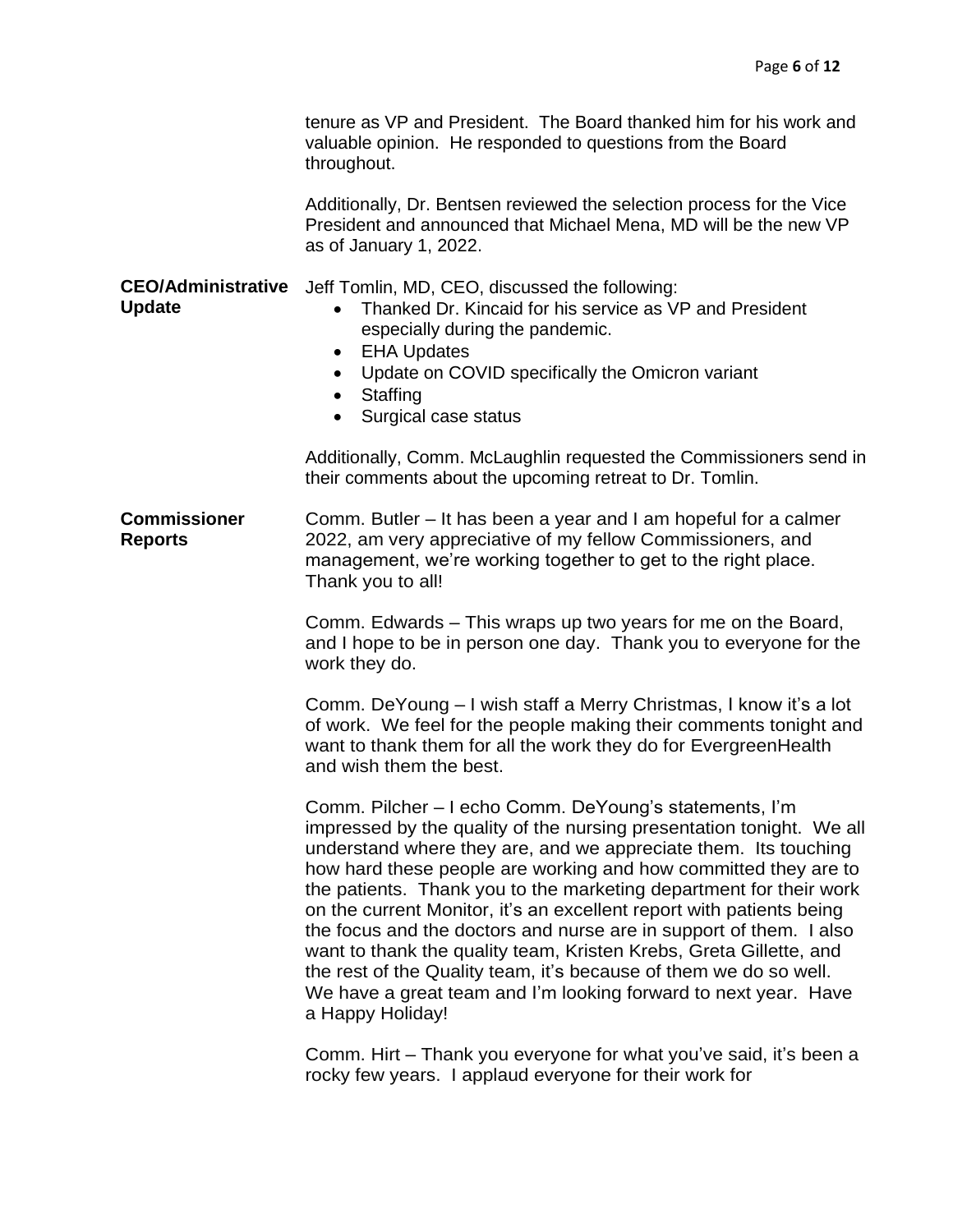tenure as VP and President. The Board thanked him for his work and valuable opinion. He responded to questions from the Board throughout.

Additionally, Dr. Bentsen reviewed the selection process for the Vice President and announced that Michael Mena, MD will be the new VP as of January 1, 2022.

**CEO/Administrative Update**

Jeff Tomlin, MD, CEO, discussed the following:

- Thanked Dr. Kincaid for his service as VP and President especially during the pandemic.
- EHA Updates
- Update on COVID specifically the Omicron variant
- Staffing
- Surgical case status

Additionally, Comm. McLaughlin requested the Commissioners send in their comments about the upcoming retreat to Dr. Tomlin.

**Commissioner Reports**

Comm. Butler – It has been a year and I am hopeful for a calmer 2022, am very appreciative of my fellow Commissioners, and management, we're working together to get to the right place. Thank you to all!

Comm. Edwards – This wraps up two years for me on the Board, and I hope to be in person one day. Thank you to everyone for the work they do.

Comm. DeYoung – I wish staff a Merry Christmas, I know it's a lot of work. We feel for the people making their comments tonight and want to thank them for all the work they do for EvergreenHealth and wish them the best.

Comm. Pilcher – I echo Comm. DeYoung's statements, I'm impressed by the quality of the nursing presentation tonight. We all understand where they are, and we appreciate them. Its touching how hard these people are working and how committed they are to the patients. Thank you to the marketing department for their work on the current Monitor, it's an excellent report with patients being the focus and the doctors and nurse are in support of them. I also want to thank the quality team, Kristen Krebs, Greta Gillette, and the rest of the Quality team, it's because of them we do so well. We have a great team and I'm looking forward to next year. Have a Happy Holiday!

Comm. Hirt – Thank you everyone for what you've said, it's been a rocky few years. I applaud everyone for their work for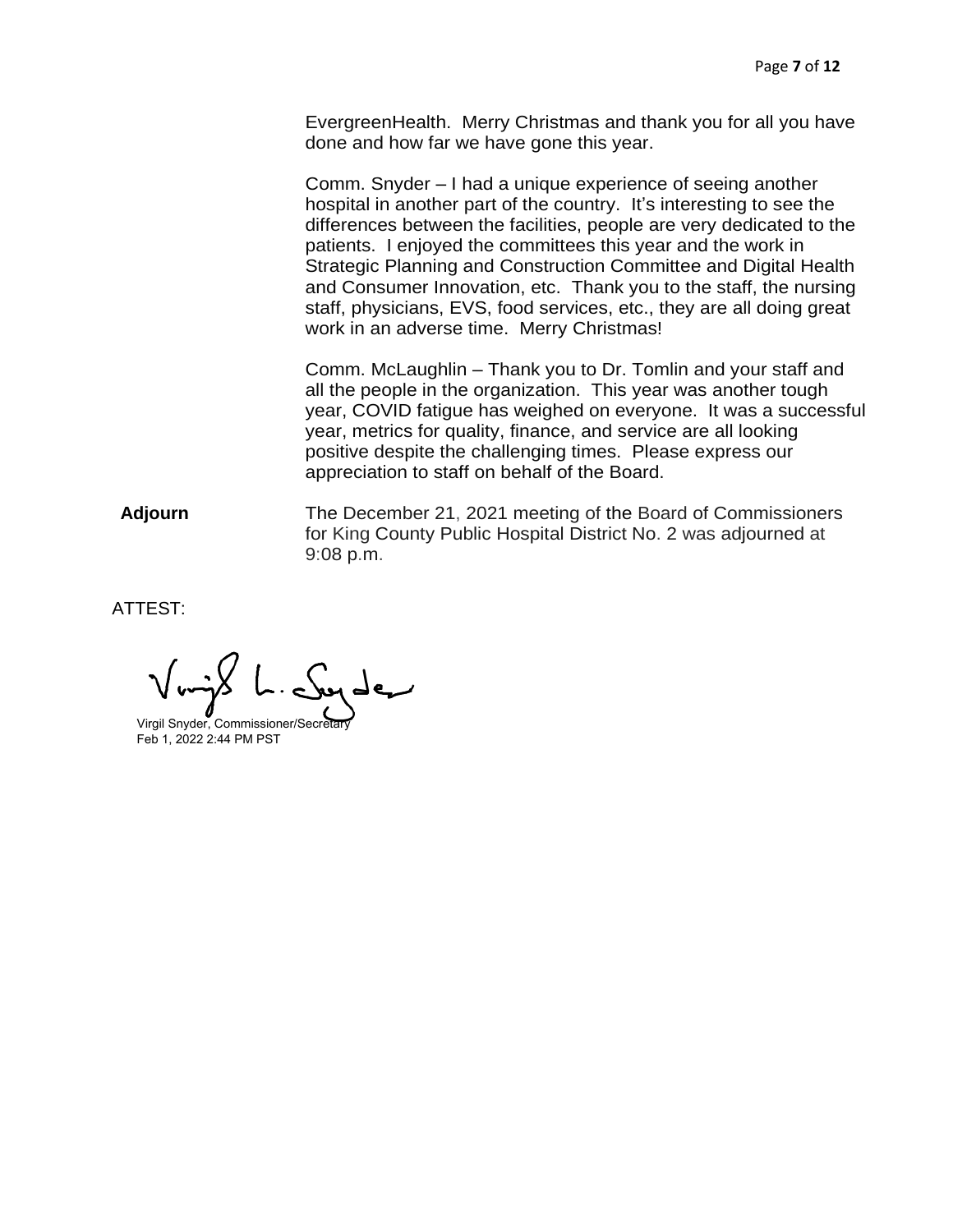EvergreenHealth. Merry Christmas and thank you for all you have done and how far we have gone this year.

Comm. Snyder – I had a unique experience of seeing another hospital in another part of the country. It's interesting to see the differences between the facilities, people are very dedicated to the patients. I enjoyed the committees this year and the work in Strategic Planning and Construction Committee and Digital Health and Consumer Innovation, etc. Thank you to the staff, the nursing staff, physicians, EVS, food services, etc., they are all doing great work in an adverse time. Merry Christmas!

Comm. McLaughlin – Thank you to Dr. Tomlin and your staff and all the people in the organization. This year was another tough year, COVID fatigue has weighed on everyone. It was a successful year, metrics for quality, finance, and service are all looking positive despite the challenging times. Please express our appreciation to staff on behalf of the Board.

**Adjourn**

The December 21, 2021 meeting of the Board of Commissioners for King County Public Hospital District No. 2 was adjourned at 9:08 p.m.

ATTEST:

Virgil Snyder, Commissioner/Secretary
Feb 1, 2022 2:44 PM PST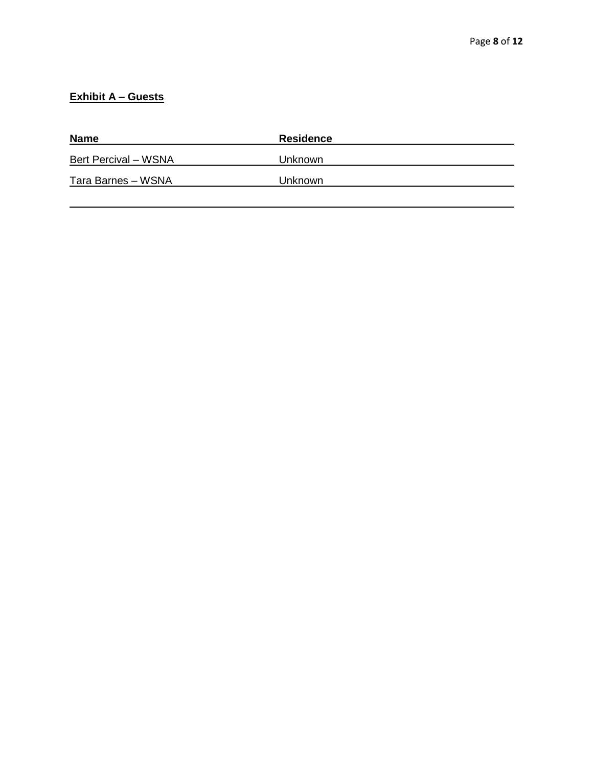**Exhibit A – Guests**

| Name | Residence |
| --- | --- |
| Bert Percival – WSNA | Unknown |
| Tara Barnes – WSNA | Unknown |
| | |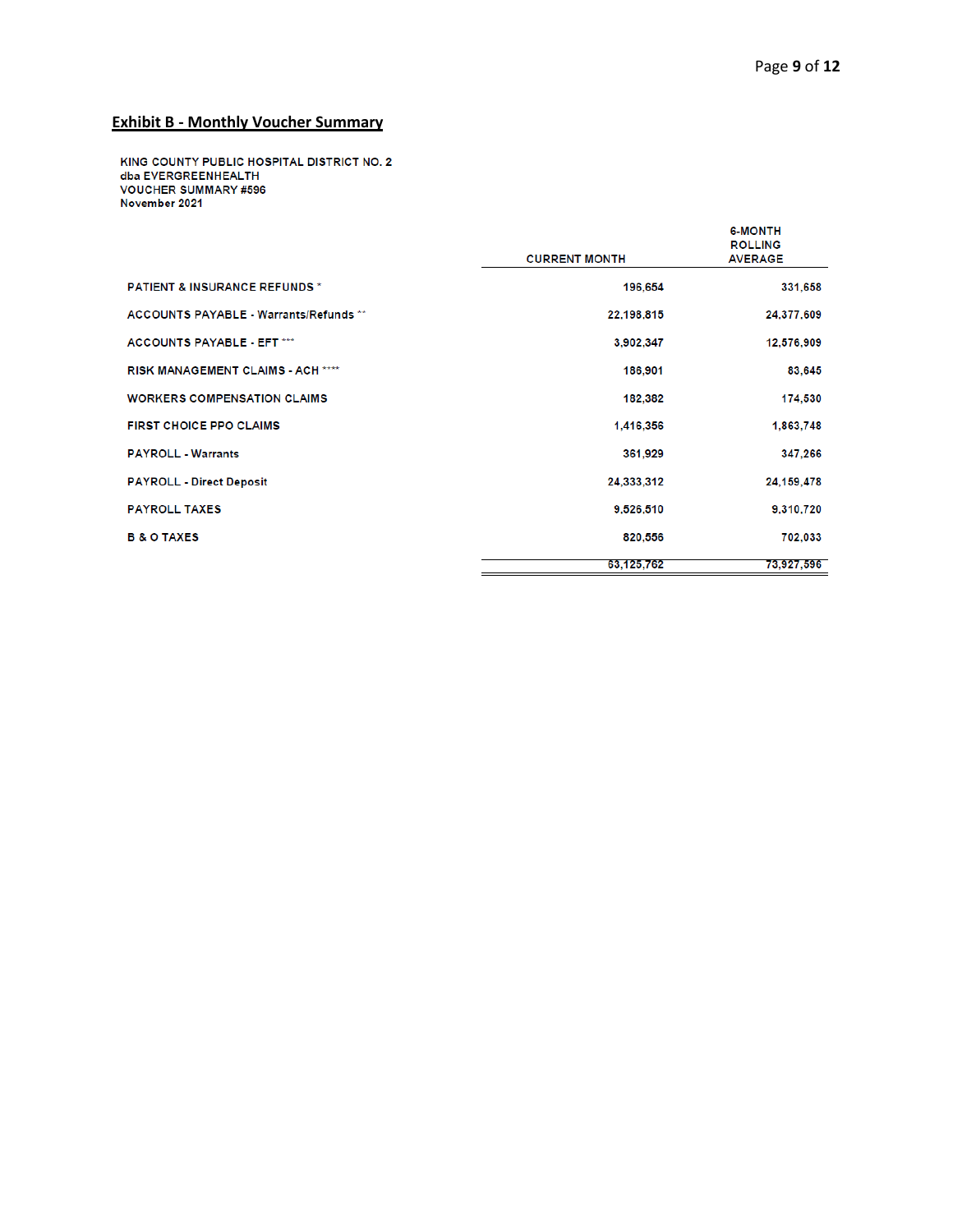## Exhibit B - Monthly Voucher Summary

KING COUNTY PUBLIC HOSPITAL DISTRICT NO. 2
dba EVERGREENHEALTH
VOUCHER SUMMARY #596
November 2021

| | CURRENT MONTH | 6-MONTH ROLLING AVERAGE |
|---|---|---|
| PATIENT & INSURANCE REFUNDS * | 196,654 | 331,658 |
| ACCOUNTS PAYABLE - Warrants/Refunds ** | 22,198,815 | 24,377,609 |
| ACCOUNTS PAYABLE - EFT *** | 3,902,347 | 12,576,909 |
| RISK MANAGEMENT CLAIMS - ACH **** | 186,901 | 83,645 |
| WORKERS COMPENSATION CLAIMS | 182,382 | 174,530 |
| FIRST CHOICE PPO CLAIMS | 1,416,356 | 1,863,748 |
| PAYROLL - Warrants | 361,929 | 347,266 |
| PAYROLL - Direct Deposit | 24,333,312 | 24,159,478 |
| PAYROLL TAXES | 9,526,510 | 9,310,720 |
| B & O TAXES | 820,556 | 702,033 |
| | 63,125,762 | 73,927,596 |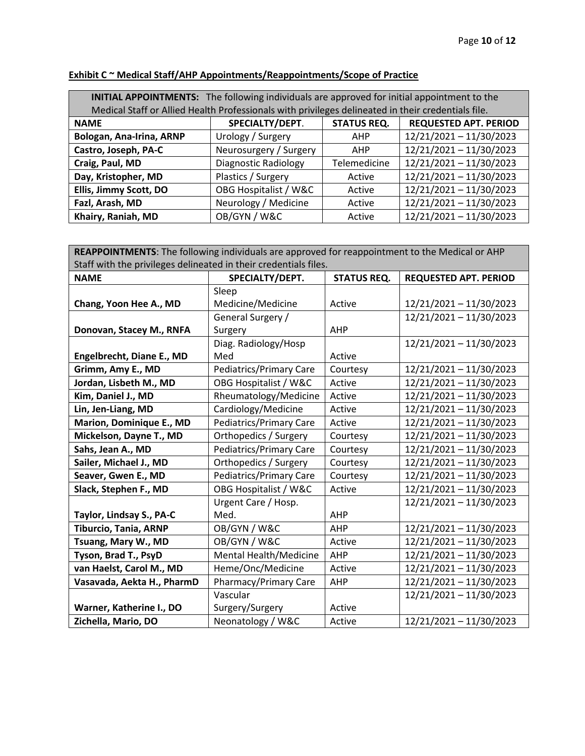**Exhibit C ~ Medical Staff/AHP Appointments/Reappointments/Scope of Practice**

| **INITIAL APPOINTMENTS:** The following individuals are approved for initial appointment to the Medical Staff or Allied Health Professionals with privileges delineated in their credentials file. | | | |
|---|---|---|---|
| **NAME** | **SPECIALTY/DEPT.** | **STATUS REQ.** | **REQUESTED APT. PERIOD** |
| **Bologan, Ana-Irina, ARNP** | Urology / Surgery | AHP | 12/21/2021 – 11/30/2023 |
| **Castro, Joseph, PA-C** | Neurosurgery / Surgery | AHP | 12/21/2021 – 11/30/2023 |
| **Craig, Paul, MD** | Diagnostic Radiology | Telemedicine | 12/21/2021 – 11/30/2023 |
| **Day, Kristopher, MD** | Plastics / Surgery | Active | 12/21/2021 – 11/30/2023 |
| **Ellis, Jimmy Scott, DO** | OBG Hospitalist / W&C | Active | 12/21/2021 – 11/30/2023 |
| **Fazl, Arash, MD** | Neurology / Medicine | Active | 12/21/2021 – 11/30/2023 |
| **Khairy, Raniah, MD** | OB/GYN / W&C | Active | 12/21/2021 – 11/30/2023 |

| **REAPPOINTMENTS**: The following individuals are approved for reappointment to the Medical or AHP Staff with the privileges delineated in their credentials files. | | | |
|---|---|---|---|
| **NAME** | **SPECIALTY/DEPT.** | **STATUS REQ.** | **REQUESTED APT. PERIOD** |
| **Chang, Yoon Hee A., MD** | Sleep Medicine/Medicine | Active | 12/21/2021 – 11/30/2023 |
| **Donovan, Stacey M., RNFA** | General Surgery / Surgery | AHP | 12/21/2021 – 11/30/2023 |
| **Engelbrecht, Diane E., MD** | Diag. Radiology/Hosp Med | Active | 12/21/2021 – 11/30/2023 |
| **Grimm, Amy E., MD** | Pediatrics/Primary Care | Courtesy | 12/21/2021 – 11/30/2023 |
| **Jordan, Lisbeth M., MD** | OBG Hospitalist / W&C | Active | 12/21/2021 – 11/30/2023 |
| **Kim, Daniel J., MD** | Rheumatology/Medicine | Active | 12/21/2021 – 11/30/2023 |
| **Lin, Jen-Liang, MD** | Cardiology/Medicine | Active | 12/21/2021 – 11/30/2023 |
| **Marion, Dominique E., MD** | Pediatrics/Primary Care | Active | 12/21/2021 – 11/30/2023 |
| **Mickelson, Dayne T., MD** | Orthopedics / Surgery | Courtesy | 12/21/2021 – 11/30/2023 |
| **Sahs, Jean A., MD** | Pediatrics/Primary Care | Courtesy | 12/21/2021 – 11/30/2023 |
| **Sailer, Michael J., MD** | Orthopedics / Surgery | Courtesy | 12/21/2021 – 11/30/2023 |
| **Seaver, Gwen E., MD** | Pediatrics/Primary Care | Courtesy | 12/21/2021 – 11/30/2023 |
| **Slack, Stephen F., MD** | OBG Hospitalist / W&C | Active | 12/21/2021 – 11/30/2023 |
| **Taylor, Lindsay S., PA-C** | Urgent Care / Hosp. Med. | AHP | 12/21/2021 – 11/30/2023 |
| **Tiburcio, Tania, ARNP** | OB/GYN / W&C | AHP | 12/21/2021 – 11/30/2023 |
| **Tsuang, Mary W., MD** | OB/GYN / W&C | Active | 12/21/2021 – 11/30/2023 |
| **Tyson, Brad T., PsyD** | Mental Health/Medicine | AHP | 12/21/2021 – 11/30/2023 |
| **van Haelst, Carol M., MD** | Heme/Onc/Medicine | Active | 12/21/2021 – 11/30/2023 |
| **Vasavada, Aekta H., PharmD** | Pharmacy/Primary Care | AHP | 12/21/2021 – 11/30/2023 |
| **Warner, Katherine I., DO** | Vascular Surgery/Surgery | Active | 12/21/2021 – 11/30/2023 |
| **Zichella, Mario, DO** | Neonatology / W&C | Active | 12/21/2021 – 11/30/2023 |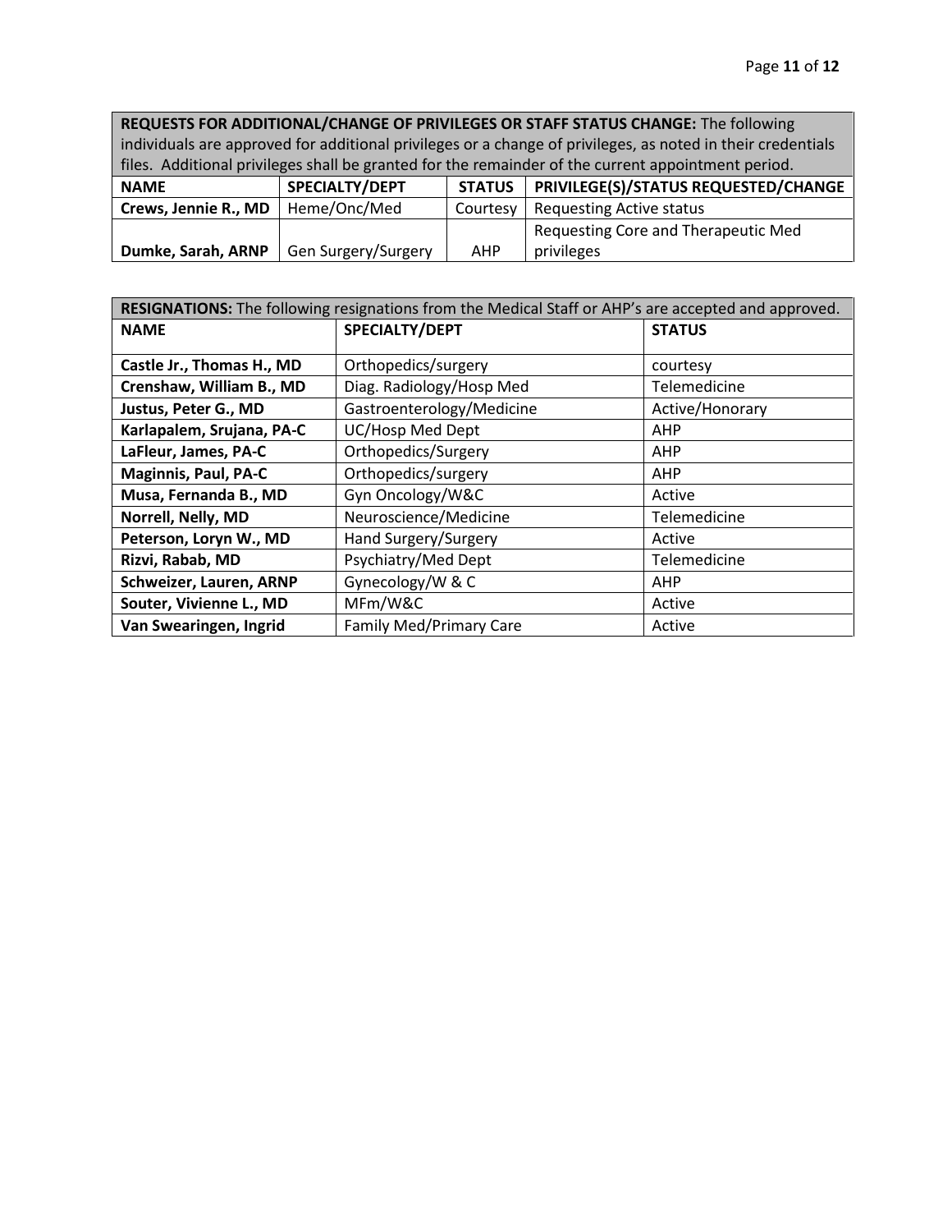**REQUESTS FOR ADDITIONAL/CHANGE OF PRIVILEGES OR STAFF STATUS CHANGE:** The following individuals are approved for additional privileges or a change of privileges, as noted in their credentials files. Additional privileges shall be granted for the remainder of the current appointment period.

| NAME | SPECIALTY/DEPT | STATUS | PRIVILEGE(S)/STATUS REQUESTED/CHANGE |
|---|---|---|---|
| **Crews, Jennie R., MD** | Heme/Onc/Med | Courtesy | Requesting Active status |
| **Dumke, Sarah, ARNP** | Gen Surgery/Surgery | AHP | Requesting Core and Therapeutic Med privileges |

**RESIGNATIONS:** The following resignations from the Medical Staff or AHP's are accepted and approved.

| NAME | SPECIALTY/DEPT | STATUS |
|---|---|---|
| **Castle Jr., Thomas H., MD** | Orthopedics/surgery | courtesy |
| **Crenshaw, William B., MD** | Diag. Radiology/Hosp Med | Telemedicine |
| **Justus, Peter G., MD** | Gastroenterology/Medicine | Active/Honorary |
| **Karlapalem, Srujana, PA-C** | UC/Hosp Med Dept | AHP |
| **LaFleur, James, PA-C** | Orthopedics/Surgery | AHP |
| **Maginnis, Paul, PA-C** | Orthopedics/surgery | AHP |
| **Musa, Fernanda B., MD** | Gyn Oncology/W&C | Active |
| **Norrell, Nelly, MD** | Neuroscience/Medicine | Telemedicine |
| **Peterson, Loryn W., MD** | Hand Surgery/Surgery | Active |
| **Rizvi, Rabab, MD** | Psychiatry/Med Dept | Telemedicine |
| **Schweizer, Lauren, ARNP** | Gynecology/W & C | AHP |
| **Souter, Vivienne L., MD** | MFm/W&C | Active |
| **Van Swearingen, Ingrid** | Family Med/Primary Care | Active |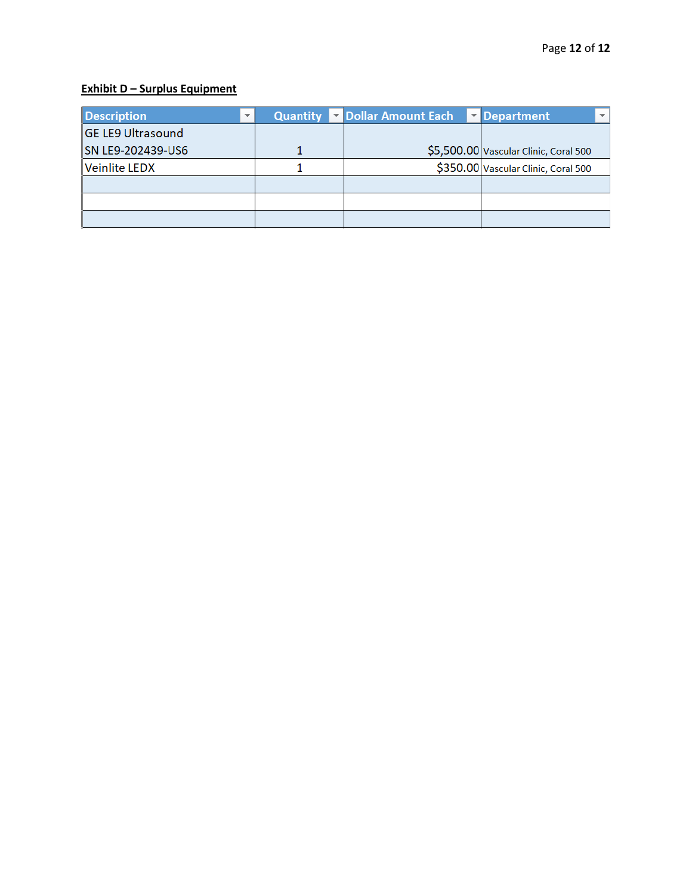**Exhibit D – Surplus Equipment**

| Description | Quantity | Dollar Amount Each | Department |
|---|---|---|---|
| GE LE9 Ultrasound SN LE9-202439-US6 | 1 | $5,500.00 | Vascular Clinic, Coral 500 |
| Veinlite LEDX | 1 | $350.00 | Vascular Clinic, Coral 500 |
| | | | |
| | | | |
| | | | |